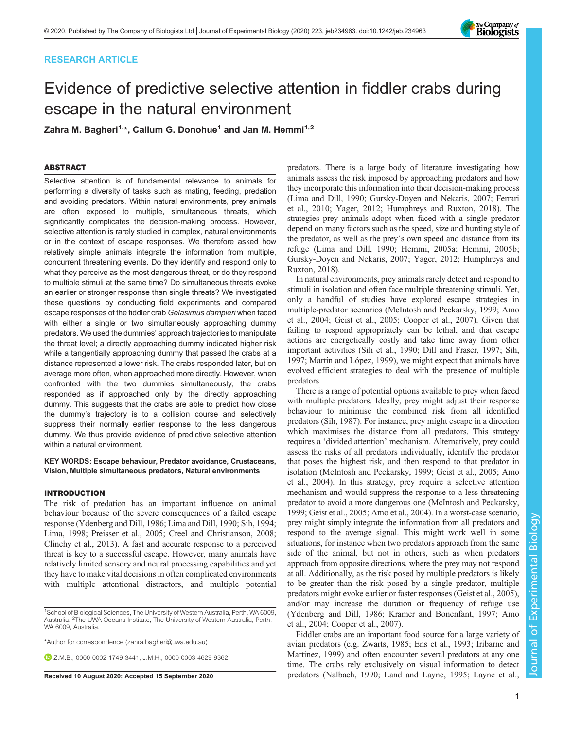RESEARCH ARTICLE

# Evidence of predictive selective attention in fiddler crabs during escape in the natural environment

Zahra M. Bagheri[1,*], Callum G. Donohue[1] and Jan M. Hemmi[1,2]

## ABSTRACT

Selective attention is of fundamental relevance to animals for performing a diversity of tasks such as mating, feeding, predation and avoiding predators. Within natural environments, prey animals are often exposed to multiple, simultaneous threats, which significantly complicates the decision-making process. However, selective attention is rarely studied in complex, natural environments or in the context of escape responses. We therefore asked how relatively simple animals integrate the information from multiple, concurrent threatening events. Do they identify and respond only to what they perceive as the most dangerous threat, or do they respond to multiple stimuli at the same time? Do simultaneous threats evoke an earlier or stronger response than single threats? We investigated these questions by conducting field experiments and compared escape responses of the fiddler crab *Gelasimus dampieri* when faced with either a single or two simultaneously approaching dummy predators. We used the dummies' approach trajectories to manipulate the threat level; a directly approaching dummy indicated higher risk while a tangentially approaching dummy that passed the crabs at a distance represented a lower risk. The crabs responded later, but on average more often, when approached more directly. However, when confronted with the two dummies simultaneously, the crabs responded as if approached only by the directly approaching dummy. This suggests that the crabs are able to predict how close the dummy's trajectory is to a collision course and selectively suppress their normally earlier response to the less dangerous dummy. We thus provide evidence of predictive selective attention within a natural environment.

**KEY WORDS: Escape behaviour, Predator avoidance, Crustaceans, Vision, Multiple simultaneous predators, Natural environments**

## INTRODUCTION

The risk of predation has an important influence on animal behaviour because of the severe consequences of a failed escape response (Ydenberg and Dill, 1986; Lima and Dill, 1990; Sih, 1994; Lima, 1998; Preisser et al., 2005; Creel and Christianson, 2008; Clinchy et al., 2013). A fast and accurate response to a perceived threat is key to a successful escape. However, many animals have relatively limited sensory and neural processing capabilities and yet they have to make vital decisions in often complicated environments with multiple attentional distractors, and multiple potential predators. There is a large body of literature investigating how animals assess the risk imposed by approaching predators and how they incorporate this information into their decision-making process (Lima and Dill, 1990; Gursky-Doyen and Nekaris, 2007; Ferrari et al., 2010; Yager, 2012; Humphreys and Ruxton, 2018). The strategies prey animals adopt when faced with a single predator depend on many factors such as the speed, size and hunting style of the predator, as well as the prey's own speed and distance from its refuge (Lima and Dill, 1990; Hemmi, 2005a; Hemmi, 2005b; Gursky-Doyen and Nekaris, 2007; Yager, 2012; Humphreys and Ruxton, 2018).

In natural environments, prey animals rarely detect and respond to stimuli in isolation and often face multiple threatening stimuli. Yet, only a handful of studies have explored escape strategies in multiple-predator scenarios (McIntosh and Peckarsky, 1999; Amo et al., 2004; Geist et al., 2005; Cooper et al., 2007). Given that failing to respond appropriately can be lethal, and that escape actions are energetically costly and take time away from other important activities (Sih et al., 1990; Dill and Fraser, 1997; Sih, 1997; Martín and López, 1999), we might expect that animals have evolved efficient strategies to deal with the presence of multiple predators.

There is a range of potential options available to prey when faced with multiple predators. Ideally, prey might adjust their response behaviour to minimise the combined risk from all identified predators (Sih, 1987). For instance, prey might escape in a direction which maximises the distance from all predators. This strategy requires a 'divided attention' mechanism. Alternatively, prey could assess the risks of all predators individually, identify the predator that poses the highest risk, and then respond to that predator in isolation (McIntosh and Peckarsky, 1999; Geist et al., 2005; Amo et al., 2004). In this strategy, prey require a selective attention mechanism and would suppress the response to a less threatening predator to avoid a more dangerous one (McIntosh and Peckarsky, 1999; Geist et al., 2005; Amo et al., 2004). In a worst-case scenario, prey might simply integrate the information from all predators and respond to the average signal. This might work well in some situations, for instance when two predators approach from the same side of the animal, but not in others, such as when predators approach from opposite directions, where the prey may not respond at all. Additionally, as the risk posed by multiple predators is likely to be greater than the risk posed by a single predator, multiple predators might evoke earlier or faster responses (Geist et al., 2005), and/or may increase the duration or frequency of refuge use (Ydenberg and Dill, 1986; Kramer and Bonenfant, 1997; Amo et al., 2004; Cooper et al., 2007).

Fiddler crabs are an important food source for a large variety of avian predators (e.g. Zwarts, 1985; Ens et al., 1993; Iribarne and Martinez, 1999) and often encounter several predators at any one time. The crabs rely exclusively on visual information to detect predators (Nalbach, 1990; Land and Layne, 1995; Layne et al.,

[1]School of Biological Sciences, The University of Western Australia, Perth, WA 6009, Australia. [2]The UWA Oceans Institute, The University of Western Australia, Perth, WA 6009, Australia.

*Author for correspondence (zahra.bagheri@uwa.edu.au)

Z.M.B., 0000-0002-1749-3441; J.M.H., 0000-0003-4629-9362

Received 10 August 2020; Accepted 15 September 2020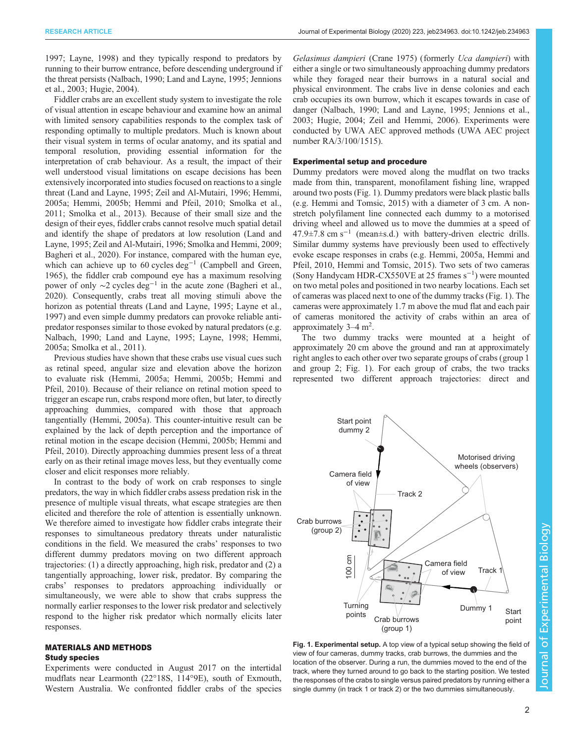1997; Layne, 1998) and they typically respond to predators by running to their burrow entrance, before descending underground if the threat persists (Nalbach, 1990; Land and Layne, 1995; Jennions et al., 2003; Hugie, 2004).

Fiddler crabs are an excellent study system to investigate the role of visual attention in escape behaviour and examine how an animal with limited sensory capabilities responds to the complex task of responding optimally to multiple predators. Much is known about their visual system in terms of ocular anatomy, and its spatial and temporal resolution, providing essential information for the interpretation of crab behaviour. As a result, the impact of their well understood visual limitations on escape decisions has been extensively incorporated into studies focused on reactions to a single threat (Land and Layne, 1995; Zeil and Al-Mutairi, 1996; Hemmi, 2005a; Hemmi, 2005b; Hemmi and Pfeil, 2010; Smolka et al., 2011; Smolka et al., 2013). Because of their small size and the design of their eyes, fiddler crabs cannot resolve much spatial detail and identify the shape of predators at low resolution (Land and Layne, 1995; Zeil and Al-Mutairi, 1996; Smolka and Hemmi, 2009; Bagheri et al., 2020). For instance, compared with the human eye, which can achieve up to 60 cycles $\deg^{-1}$ (Campbell and Green, 1965), the fiddler crab compound eye has a maximum resolving power of only ∼2 cycles $\deg^{-1}$ in the acute zone (Bagheri et al., 2020). Consequently, crabs treat all moving stimuli above the horizon as potential threats (Land and Layne, 1995; Layne et al., 1997) and even simple dummy predators can provoke reliable anti-predator responses similar to those evoked by natural predators (e.g. Nalbach, 1990; Land and Layne, 1995; Layne, 1998; Hemmi, 2005a; Smolka et al., 2011).

Previous studies have shown that these crabs use visual cues such as retinal speed, angular size and elevation above the horizon to evaluate risk (Hemmi, 2005a; Hemmi, 2005b; Hemmi and Pfeil, 2010). Because of their reliance on retinal motion speed to trigger an escape run, crabs respond more often, but later, to directly approaching dummies, compared with those that approach tangentially (Hemmi, 2005a). This counter-intuitive result can be explained by the lack of depth perception and the importance of retinal motion in the escape decision (Hemmi, 2005b; Hemmi and Pfeil, 2010). Directly approaching dummies present less of a threat early on as their retinal image moves less, but they eventually come closer and elicit responses more reliably.

In contrast to the body of work on crab responses to single predators, the way in which fiddler crabs assess predation risk in the presence of multiple visual threats, what escape strategies are then elicited and therefore the role of attention is essentially unknown. We therefore aimed to investigate how fiddler crabs integrate their responses to simultaneous predatory threats under naturalistic conditions in the field. We measured the crabs' responses to two different dummy predators moving on two different approach trajectories: (1) a directly approaching, high risk, predator and (2) a tangentially approaching, lower risk, predator. By comparing the crabs' responses to predators approaching individually or simultaneously, we were able to show that crabs suppress the normally earlier responses to the lower risk predator and selectively respond to the higher risk predator which normally elicits later responses.

## MATERIALS AND METHODS

### Study species

Experiments were conducted in August 2017 on the intertidal mudflats near Learmonth (22°18S, 114°9E), south of Exmouth, Western Australia. We confronted fiddler crabs of the species *Gelasimus dampieri* (Crane 1975) (formerly *Uca dampieri*) with either a single or two simultaneously approaching dummy predators while they foraged near their burrows in a natural social and physical environment. The crabs live in dense colonies and each crab occupies its own burrow, which it escapes towards in case of danger (Nalbach, 1990; Land and Layne, 1995; Jennions et al., 2003; Hugie, 2004; Zeil and Hemmi, 2006). Experiments were conducted by UWA AEC approved methods (UWA AEC project number RA/3/100/1515).

### Experimental setup and procedure

Dummy predators were moved along the mudflat on two tracks made from thin, transparent, monofilament fishing line, wrapped around two posts (Fig. 1). Dummy predators were black plastic balls (e.g. Hemmi and Tomsic, 2015) with a diameter of 3 cm. A non-stretch polyfilament line connected each dummy to a motorised driving wheel and allowed us to move the dummies at a speed of 47.9±7.8 cm $s^{-1}$ (mean±s.d.) with battery-driven electric drills. Similar dummy systems have previously been used to effectively evoke escape responses in crabs (e.g. Hemmi, 2005a, Hemmi and Pfeil, 2010, Hemmi and Tomsic, 2015). Two sets of two cameras (Sony Handycam HDR-CX550VE at 25 frames $s^{-1}$) were mounted on two metal poles and positioned in two nearby locations. Each set of cameras was placed next to one of the dummy tracks (Fig. 1). The cameras were approximately 1.7 m above the mud flat and each pair of cameras monitored the activity of crabs within an area of approximately 3–4 $m^2$.

The two dummy tracks were mounted at a height of approximately 20 cm above the ground and ran at approximately right angles to each other over two separate groups of crabs (group 1 and group 2; Fig. 1). For each group of crabs, the two tracks represented two different approach trajectories: direct and

**Fig. 1. Experimental setup.** A top view of a typical setup showing the field of view of four cameras, dummy tracks, crab burrows, the dummies and the location of the observer. During a run, the dummies moved to the end of the track, where they turned around to go back to the starting position. We tested the responses of the crabs to single versus paired predators by running either a single dummy (in track 1 or track 2) or the two dummies simultaneously.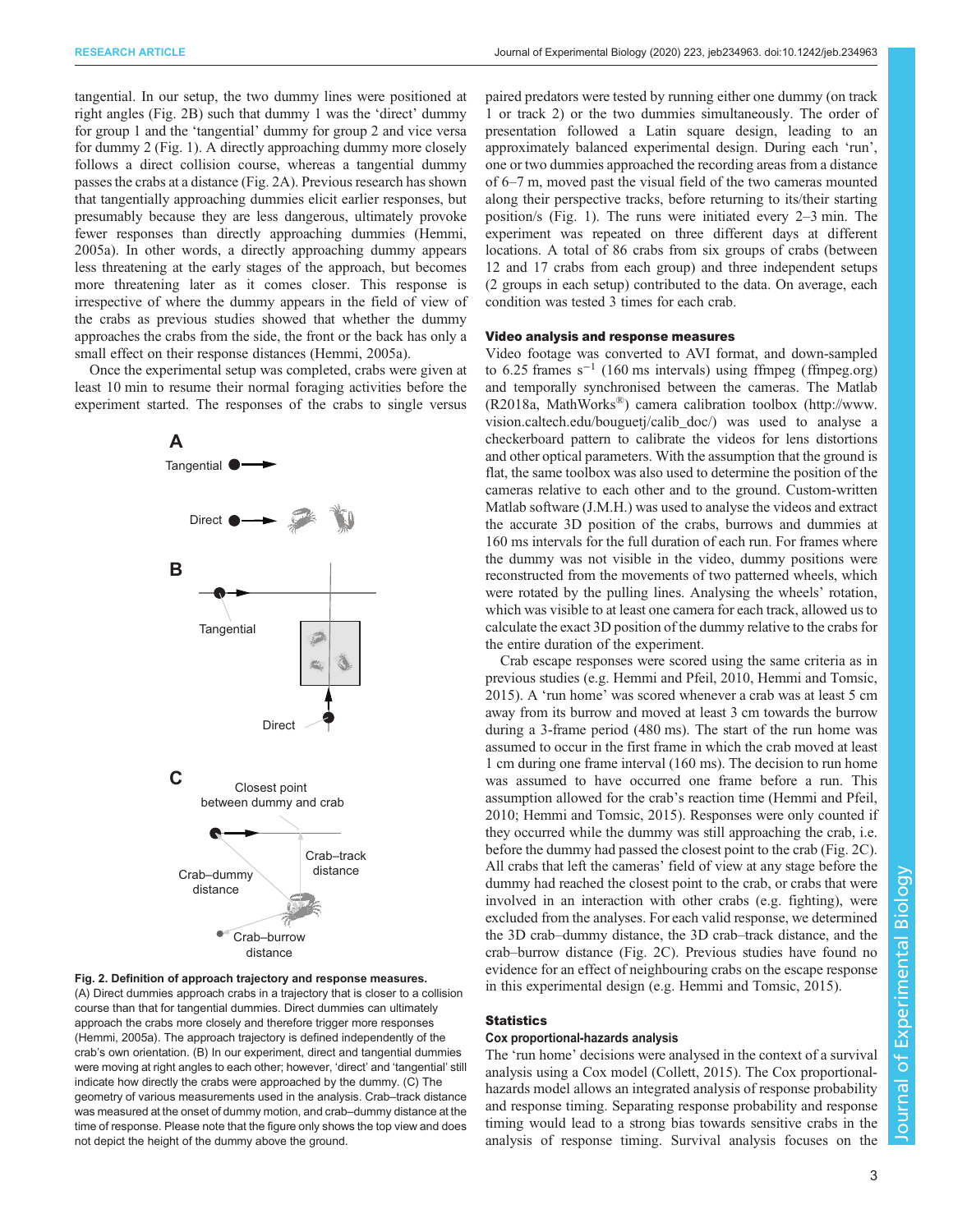tangential. In our setup, the two dummy lines were positioned at right angles (Fig. 2B) such that dummy 1 was the 'direct' dummy for group 1 and the 'tangential' dummy for group 2 and vice versa for dummy 2 (Fig. 1). A directly approaching dummy more closely follows a direct collision course, whereas a tangential dummy passes the crabs at a distance (Fig. 2A). Previous research has shown that tangentially approaching dummies elicit earlier responses, but presumably because they are less dangerous, ultimately provoke fewer responses than directly approaching dummies (Hemmi, 2005a). In other words, a directly approaching dummy appears less threatening at the early stages of the approach, but becomes more threatening later as it comes closer. This response is irrespective of where the dummy appears in the field of view of the crabs as previous studies showed that whether the dummy approaches the crabs from the side, the front or the back has only a small effect on their response distances (Hemmi, 2005a).

Once the experimental setup was completed, crabs were given at least 10 min to resume their normal foraging activities before the experiment started. The responses of the crabs to single versus paired predators were tested by running either one dummy (on track 1 or track 2) or the two dummies simultaneously. The order of presentation followed a Latin square design, leading to an approximately balanced experimental design. During each 'run', one or two dummies approached the recording areas from a distance of 6–7 m, moved past the visual field of the two cameras mounted along their perspective tracks, before returning to its/their starting position/s (Fig. 1). The runs were initiated every 2–3 min. The experiment was repeated on three different days at different locations. A total of 86 crabs from six groups of crabs (between 12 and 17 crabs from each group) and three independent setups (2 groups in each setup) contributed to the data. On average, each condition was tested 3 times for each crab.

**Fig. 2. Definition of approach trajectory and response measures.** (A) Direct dummies approach crabs in a trajectory that is closer to a collision course than that for tangential dummies. Direct dummies can ultimately approach the crabs more closely and therefore trigger more responses (Hemmi, 2005a). The approach trajectory is defined independently of the crab's own orientation. (B) In our experiment, direct and tangential dummies were moving at right angles to each other; however, 'direct' and 'tangential' still indicate how directly the crabs were approached by the dummy. (C) The geometry of various measurements used in the analysis. Crab–track distance was measured at the onset of dummy motion, and crab–dummy distance at the time of response. Please note that the figure only shows the top view and does not depict the height of the dummy above the ground.

### Video analysis and response measures

Video footage was converted to AVI format, and down-sampled to 6.25 frames $s^{-1}$ (160 ms intervals) using ffmpeg (ffmpeg.org) and temporally synchronised between the cameras. The Matlab (R2018a, MathWorks®) camera calibration toolbox (http://www.vision.caltech.edu/bouguetj/calib_doc/) was used to analyse a checkerboard pattern to calibrate the videos for lens distortions and other optical parameters. With the assumption that the ground is flat, the same toolbox was also used to determine the position of the cameras relative to each other and to the ground. Custom-written Matlab software (J.M.H.) was used to analyse the videos and extract the accurate 3D position of the crabs, burrows and dummies at 160 ms intervals for the full duration of each run. For frames where the dummy was not visible in the video, dummy positions were reconstructed from the movements of two patterned wheels, which were rotated by the pulling lines. Analysing the wheels' rotation, which was visible to at least one camera for each track, allowed us to calculate the exact 3D position of the dummy relative to the crabs for the entire duration of the experiment.

Crab escape responses were scored using the same criteria as in previous studies (e.g. Hemmi and Pfeil, 2010, Hemmi and Tomsic, 2015). A 'run home' was scored whenever a crab was at least 5 cm away from its burrow and moved at least 3 cm towards the burrow during a 3-frame period (480 ms). The start of the run home was assumed to occur in the first frame in which the crab moved at least 1 cm during one frame interval (160 ms). The decision to run home was assumed to have occurred one frame before a run. This assumption allowed for the crab's reaction time (Hemmi and Pfeil, 2010; Hemmi and Tomsic, 2015). Responses were only counted if they occurred while the dummy was still approaching the crab, i.e. before the dummy had passed the closest point to the crab (Fig. 2C). All crabs that left the cameras' field of view at any stage before the dummy had reached the closest point to the crab, or crabs that were involved in an interaction with other crabs (e.g. fighting), were excluded from the analyses. For each valid response, we determined the 3D crab–dummy distance, the 3D crab–track distance, and the crab–burrow distance (Fig. 2C). Previous studies have found no evidence for an effect of neighbouring crabs on the escape response in this experimental design (e.g. Hemmi and Tomsic, 2015).

### Statistics

#### Cox proportional-hazards analysis

The 'run home' decisions were analysed in the context of a survival analysis using a Cox model (Collett, 2015). The Cox proportional-hazards model allows an integrated analysis of response probability and response timing. Separating response probability and response timing would lead to a strong bias towards sensitive crabs in the analysis of response timing. Survival analysis focuses on the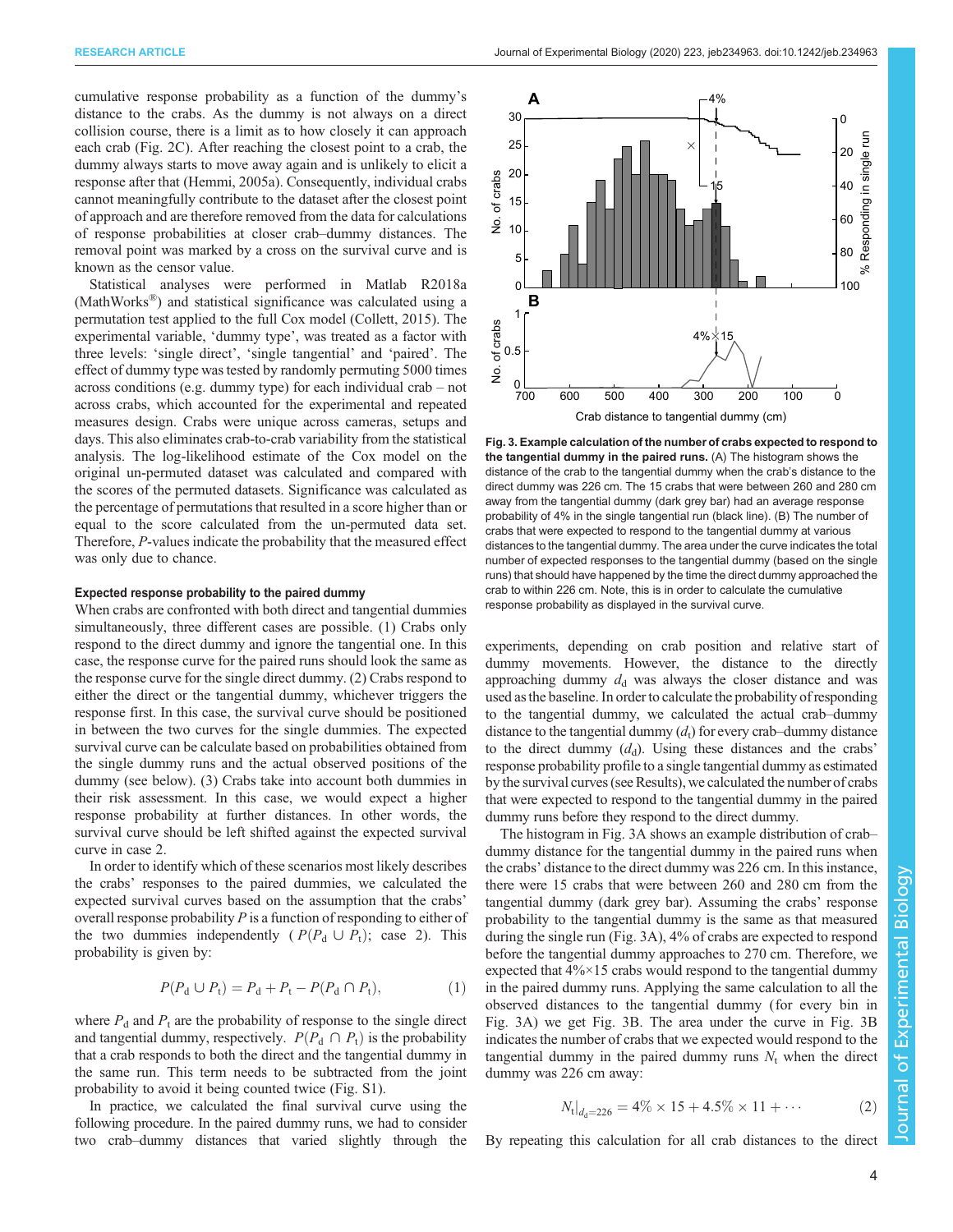cumulative response probability as a function of the dummy's distance to the crabs. As the dummy is not always on a direct collision course, there is a limit as to how closely it can approach each crab (Fig. 2C). After reaching the closest point to a crab, the dummy always starts to move away again and is unlikely to elicit a response after that (Hemmi, 2005a). Consequently, individual crabs cannot meaningfully contribute to the dataset after the closest point of approach and are therefore removed from the data for calculations of response probabilities at closer crab–dummy distances. The removal point was marked by a cross on the survival curve and is known as the censor value.

Statistical analyses were performed in Matlab R2018a (MathWorks®) and statistical significance was calculated using a permutation test applied to the full Cox model (Collett, 2015). The experimental variable, 'dummy type', was treated as a factor with three levels: 'single direct', 'single tangential' and 'paired'. The effect of dummy type was tested by randomly permuting 5000 times across conditions (e.g. dummy type) for each individual crab – not across crabs, which accounted for the experimental and repeated measures design. Crabs were unique across cameras, setups and days. This also eliminates crab-to-crab variability from the statistical analysis. The log-likelihood estimate of the Cox model on the original un-permuted dataset was calculated and compared with the scores of the permuted datasets. Significance was calculated as the percentage of permutations that resulted in a score higher than or equal to the score calculated from the un-permuted data set. Therefore, $P$-values indicate the probability that the measured effect was only due to chance.

### Expected response probability to the paired dummy

When crabs are confronted with both direct and tangential dummies simultaneously, three different cases are possible. (1) Crabs only respond to the direct dummy and ignore the tangential one. In this case, the response curve for the paired runs should look the same as the response curve for the single direct dummy. (2) Crabs respond to either the direct or the tangential dummy, whichever triggers the response first. In this case, the survival curve should be positioned in between the two curves for the single dummies. The expected survival curve can be calculate based on probabilities obtained from the single dummy runs and the actual observed positions of the dummy (see below). (3) Crabs take into account both dummies in their risk assessment. In this case, we would expect a higher response probability at further distances. In other words, the survival curve should be left shifted against the expected survival curve in case 2.

In order to identify which of these scenarios most likely describes the crabs' responses to the paired dummies, we calculated the expected survival curves based on the assumption that the crabs' overall response probability $P$ is a function of responding to either of the two dummies independently ($P(P_d \cup P_t)$; case 2). This probability is given by:

$$P(P_d \cup P_t) = P_d + P_t - P(P_d \cap P_t), \tag{1}$$

where $P_d$ and $P_t$ are the probability of response to the single direct and tangential dummy, respectively. $P(P_d \cap P_t)$ is the probability that a crab responds to both the direct and the tangential dummy in the same run. This term needs to be subtracted from the joint probability to avoid it being counted twice (Fig. S1).

In practice, we calculated the final survival curve using the following procedure. In the paired dummy runs, we had to consider two crab–dummy distances that varied slightly through the experiments, depending on crab position and relative start of dummy movements. However, the distance to the directly approaching dummy $d_d$ was always the closer distance and was used as the baseline. In order to calculate the probability of responding to the tangential dummy, we calculated the actual crab–dummy distance to the tangential dummy ($d_t$) for every crab–dummy distance to the direct dummy ($d_d$). Using these distances and the crabs' response probability profile to a single tangential dummy as estimated by the survival curves (see Results), we calculated the number of crabs that were expected to respond to the tangential dummy in the paired dummy runs before they respond to the direct dummy.

The histogram in Fig. 3A shows an example distribution of crab–dummy distance for the tangential dummy in the paired runs when the crabs' distance to the direct dummy was 226 cm. In this instance, there were 15 crabs that were between 260 and 280 cm from the tangential dummy (dark grey bar). Assuming the crabs' response probability to the tangential dummy is the same as that measured during the single run (Fig. 3A), 4% of crabs are expected to respond before the tangential dummy approaches to 270 cm. Therefore, we expected that 4%×15 crabs would respond to the tangential dummy in the paired dummy runs. Applying the same calculation to all the observed distances to the tangential dummy (for every bin in Fig. 3A) we get Fig. 3B. The area under the curve in Fig. 3B indicates the number of crabs that we expected would respond to the tangential dummy in the paired dummy runs $N_t$ when the direct dummy was 226 cm away:

$$N_t|_{d_d=226} = 4\% \times 15 + 4.5\% \times 11 + \cdots \tag{2}$$

By repeating this calculation for all crab distances to the direct

**Fig. 3. Example calculation of the number of crabs expected to respond to the tangential dummy in the paired runs.** (A) The histogram shows the distance of the crab to the tangential dummy when the crab's distance to the direct dummy was 226 cm. The 15 crabs that were between 260 and 280 cm away from the tangential dummy (dark grey bar) had an average response probability of 4% in the single tangential run (black line). (B) The number of crabs that were expected to respond to the tangential dummy at various distances to the tangential dummy. The area under the curve indicates the total number of expected responses to the tangential dummy (based on the single runs) that should have happened by the time the direct dummy approached the crab to within 226 cm. Note, this is in order to calculate the cumulative response probability as displayed in the survival curve.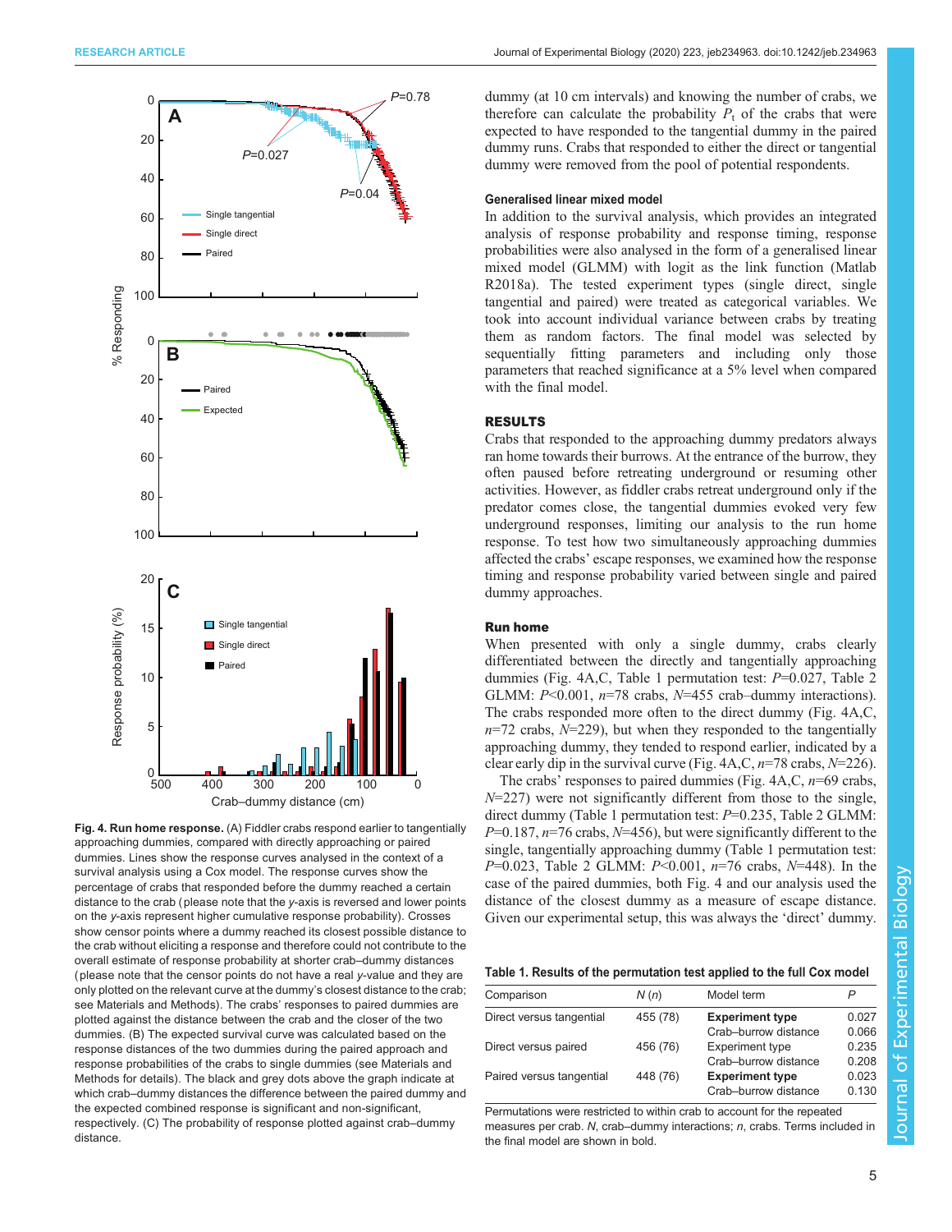A

P=0.78

P=0.027

P=0.04

Single tangential

Single direct

Paired

% Responding

0
20
40
60
80
100

B

Paired

Expected

0
20
40
60
80
100

C

Single tangential

Single direct

Paired

Response probability (%)

0
5
10
15
20

500 400 300 200 100 0

Crab–dummy distance (cm)

**Fig. 4. Run home response.** (A) Fiddler crabs respond earlier to tangentially approaching dummies, compared with directly approaching or paired dummies. Lines show the response curves analysed in the context of a survival analysis using a Cox model. The response curves show the percentage of crabs that responded before the dummy reached a certain distance to the crab (please note that the *y*-axis is reversed and lower points on the *y*-axis represent higher cumulative response probability). Crosses show censor points where a dummy reached its closest possible distance to the crab without eliciting a response and therefore could not contribute to the overall estimate of response probability at shorter crab–dummy distances (please note that the censor points do not have a real *y*-value and they are only plotted on the relevant curve at the dummy's closest distance to the crab; see Materials and Methods). The crabs' responses to paired dummies are plotted against the distance between the crab and the closer of the two dummies. (B) The expected survival curve was calculated based on the response distances of the two dummies during the paired approach and response probabilities of the crabs to single dummies (see Materials and Methods for details). The black and grey dots above the graph indicate at which crab–dummy distances the difference between the paired dummy and the expected combined response is significant and non-significant, respectively. (C) The probability of response plotted against crab–dummy distance.

dummy (at 10 cm intervals) and knowing the number of crabs, we therefore can calculate the probability $P_t$ of the crabs that were expected to have responded to the tangential dummy in the paired dummy runs. Crabs that responded to either the direct or tangential dummy were removed from the pool of potential respondents.

### Generalised linear mixed model

In addition to the survival analysis, which provides an integrated analysis of response probability and response timing, response probabilities were also analysed in the form of a generalised linear mixed model (GLMM) with logit as the link function (Matlab R2018a). The tested experiment types (single direct, single tangential and paired) were treated as categorical variables. We took into account individual variance between crabs by treating them as random factors. The final model was selected by sequentially fitting parameters and including only those parameters that reached significance at a 5% level when compared with the final model.

## RESULTS

Crabs that responded to the approaching dummy predators always ran home towards their burrows. At the entrance of the burrow, they often paused before retreating underground or resuming other activities. However, as fiddler crabs retreat underground only if the predator comes close, the tangential dummies evoked very few underground responses, limiting our analysis to the run home response. To test how two simultaneously approaching dummies affected the crabs' escape responses, we examined how the response timing and response probability varied between single and paired dummy approaches.

### Run home

When presented with only a single dummy, crabs clearly differentiated between the directly and tangentially approaching dummies (Fig. 4A,C, Table 1 permutation test: $P$=0.027, Table 2 GLMM: $P$<0.001, $n$=78 crabs, $N$=455 crab–dummy interactions). The crabs responded more often to the direct dummy (Fig. 4A,C, $n$=72 crabs, $N$=229), but when they responded to the tangentially approaching dummy, they tended to respond earlier, indicated by a clear early dip in the survival curve (Fig. 4A,C, $n$=78 crabs, $N$=226).

The crabs' responses to paired dummies (Fig. 4A,C, $n$=69 crabs, $N$=227) were not significantly different from those to the single, direct dummy (Table 1 permutation test: $P$=0.235, Table 2 GLMM: $P$=0.187, $n$=76 crabs, $N$=456), but were significantly different to the single, tangentially approaching dummy (Table 1 permutation test: $P$=0.023, Table 2 GLMM: $P$<0.001, $n$=76 crabs, $N$=448). In the case of the paired dummies, both Fig. 4 and our analysis used the distance of the closest dummy as a measure of escape distance. Given our experimental setup, this was always the 'direct' dummy.

**Table 1. Results of the permutation test applied to the full Cox model**

| Comparison | N (n) | Model term | P |
|---|---|---|---|
| Direct versus tangential | 455 (78) | **Experiment type** | 0.027 |
| | | Crab–burrow distance | 0.066 |
| Direct versus paired | 456 (76) | Experiment type | 0.235 |
| | | Crab–burrow distance | 0.208 |
| Paired versus tangential | 448 (76) | **Experiment type** | 0.023 |
| | | Crab–burrow distance | 0.130 |

Permutations were restricted to within crab to account for the repeated measures per crab. *N*, crab–dummy interactions; *n*, crabs. Terms included in the final model are shown in bold.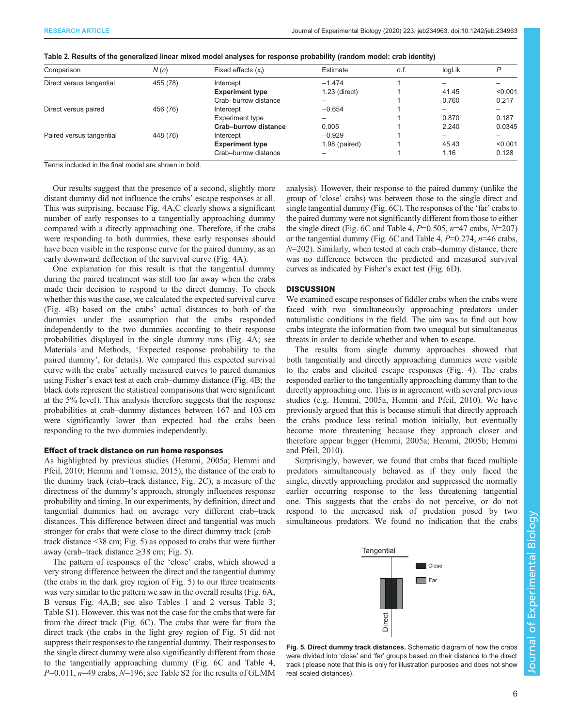**Table 2. Results of the generalized linear mixed model analyses for response probability (random model: crab identity)**

| Comparison | N (n) | Fixed effects ($x_i$) | Estimate | d.f. | logLik | P |
|---|---|---|---|---|---|---|
| Direct versus tangential | 455 (78) | Intercept | −1.474 | 1 | – | – |
| | | **Experiment type** | 1.23 (direct) | 1 | 41.45 | <0.001 |
| | | Crab–burrow distance | – | 1 | 0.760 | 0.217 |
| Direct versus paired | 456 (76) | Intercept | −0.654 | 1 | – | – |
| | | Experiment type | – | 1 | 0.870 | 0.187 |
| | | **Crab–burrow distance** | 0.005 | 1 | 2.240 | 0.0345 |
| Paired versus tangential | 448 (76) | Intercept | −0.929 | 1 | – | – |
| | | **Experiment type** | 1.98 (paired) | 1 | 45.43 | <0.001 |
| | | Crab–burrow distance | – | 1 | 1.16 | 0.128 |

Terms included in the final model are shown in bold.

Our results suggest that the presence of a second, slightly more distant dummy did not influence the crabs' escape responses at all. This was surprising, because Fig. 4A,C clearly shows a significant number of early responses to a tangentially approaching dummy compared with a directly approaching one. Therefore, if the crabs were responding to both dummies, these early responses should have been visible in the response curve for the paired dummy, as an early downward deflection of the survival curve (Fig. 4A).

One explanation for this result is that the tangential dummy during the paired treatment was still too far away when the crabs made their decision to respond to the direct dummy. To check whether this was the case, we calculated the expected survival curve (Fig. 4B) based on the crabs' actual distances to both of the dummies under the assumption that the crabs responded independently to the two dummies according to their response probabilities displayed in the single dummy runs (Fig. 4A; see Materials and Methods, 'Expected response probability to the paired dummy', for details). We compared this expected survival curve with the crabs' actually measured curves to paired dummies using Fisher's exact test at each crab–dummy distance (Fig. 4B; the black dots represent the statistical comparisons that were significant at the 5% level). This analysis therefore suggests that the response probabilities at crab–dummy distances between 167 and 103 cm were significantly lower than expected had the crabs been responding to the two dummies independently.

### Effect of track distance on run home responses

As highlighted by previous studies (Hemmi, 2005a; Hemmi and Pfeil, 2010; Hemmi and Tomsic, 2015), the distance of the crab to the dummy track (crab–track distance, Fig. 2C), a measure of the directness of the dummy's approach, strongly influences response probability and timing. In our experiments, by definition, direct and tangential dummies had on average very different crab–track distances. This difference between direct and tangential was much stronger for crabs that were close to the direct dummy track (crab–track distance <38 cm; Fig. 5) as opposed to crabs that were further away (crab–track distance ≥38 cm; Fig. 5).

The pattern of responses of the 'close' crabs, which showed a very strong difference between the direct and the tangential dummy (the crabs in the dark grey region of Fig. 5) to our three treatments was very similar to the pattern we saw in the overall results (Fig. 6A, B versus Fig. 4A,B; see also Tables 1 and 2 versus Table 3; Table S1). However, this was not the case for the crabs that were far from the direct track (Fig. 6C). The crabs that were far from the direct track (the crabs in the light grey region of Fig. 5) did not suppress their responses to the tangential dummy. Their responses to the single direct dummy were also significantly different from those to the tangentially approaching dummy (Fig. 6C and Table 4, $P$=0.011, $n$=49 crabs, $N$=196; see Table S2 for the results of GLMM analysis). However, their response to the paired dummy (unlike the group of 'close' crabs) was between those to the single direct and single tangential dummy (Fig. 6C). The responses of the 'far' crabs to the paired dummy were not significantly different from those to either the single direct (Fig. 6C and Table 4, $P$=0.505, $n$=47 crabs, $N$=207) or the tangential dummy (Fig. 6C and Table 4, $P$=0.274, $n$=46 crabs, $N$=202). Similarly, when tested at each crab–dummy distance, there was no difference between the predicted and measured survival curves as indicated by Fisher's exact test (Fig. 6D).

## DISCUSSION

We examined escape responses of fiddler crabs when the crabs were faced with two simultaneously approaching predators under naturalistic conditions in the field. The aim was to find out how crabs integrate the information from two unequal but simultaneous threats in order to decide whether and when to escape.

The results from single dummy approaches showed that both tangentially and directly approaching dummies were visible to the crabs and elicited escape responses (Fig. 4). The crabs responded earlier to the tangentially approaching dummy than to the directly approaching one. This is in agreement with several previous studies (e.g. Hemmi, 2005a, Hemmi and Pfeil, 2010). We have previously argued that this is because stimuli that directly approach the crabs produce less retinal motion initially, but eventually become more threatening because they approach closer and therefore appear bigger (Hemmi, 2005a; Hemmi, 2005b; Hemmi and Pfeil, 2010).

Surprisingly, however, we found that crabs that faced multiple predators simultaneously behaved as if they only faced the single, directly approaching predator and suppressed the normally earlier occurring response to the less threatening tangential one. This suggests that the crabs do not perceive, or do not respond to the increased risk of predation posed by two simultaneous predators. We found no indication that the crabs

**Fig. 5. Direct dummy track distances.** Schematic diagram of how the crabs were divided into 'close' and 'far' groups based on their distance to the direct track (please note that this is only for illustration purposes and does not show real scaled distances).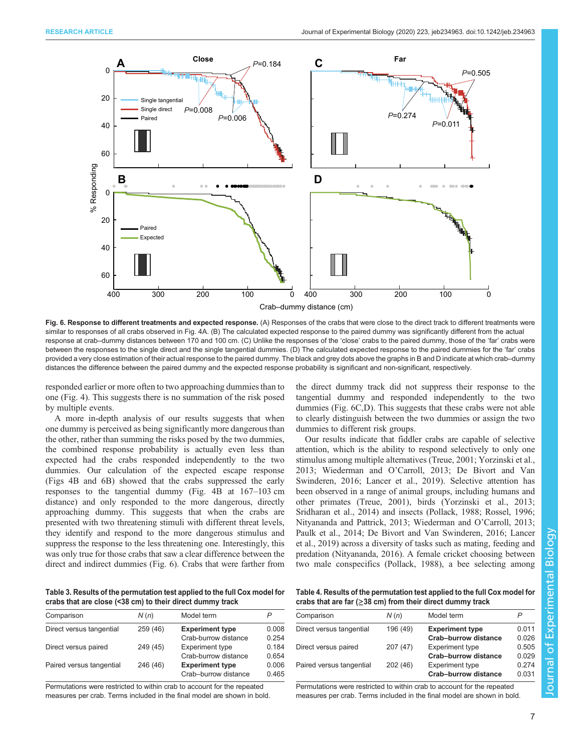**Fig. 6. Response to different treatments and expected response.** (A) Responses of the crabs that were close to the direct track to different treatments were similar to responses of all crabs observed in Fig. 4A. (B) The calculated expected response to the paired dummy was significantly different from the actual response at crab–dummy distances between 170 and 100 cm. (C) Unlike the responses of the 'close' crabs to the paired dummy, those of the 'far' crabs were between the responses to the single direct and the single tangential dummies. (D) The calculated expected response to the paired dummies for the 'far' crabs provided a very close estimation of their actual response to the paired dummy. The black and grey dots above the graphs in B and D indicate at which crab–dummy distances the difference between the paired dummy and the expected response probability is significant and non-significant, respectively.

responded earlier or more often to two approaching dummies than to one (Fig. 4). This suggests there is no summation of the risk posed by multiple events.

A more in-depth analysis of our results suggests that when one dummy is perceived as being significantly more dangerous than the other, rather than summing the risks posed by the two dummies, the combined response probability is actually even less than expected had the crabs responded independently to the two dummies. Our calculation of the expected escape response (Figs 4B and 6B) showed that the crabs suppressed the early responses to the tangential dummy (Fig. 4B at 167–103 cm distance) and only responded to the more dangerous, directly approaching dummy. This suggests that when the crabs are presented with two threatening stimuli with different threat levels, they identify and respond to the more dangerous stimulus and suppress the response to the less threatening one. Interestingly, this was only true for those crabs that saw a clear difference between the direct and indirect dummies (Fig. 6). Crabs that were farther from the direct dummy track did not suppress their response to the tangential dummy and responded independently to the two dummies (Fig. 6C,D). This suggests that these crabs were not able to clearly distinguish between the two dummies or assign the two dummies to different risk groups.

Our results indicate that fiddler crabs are capable of selective attention, which is the ability to respond selectively to only one stimulus among multiple alternatives (Treue, 2001; Yorzinski et al., 2013; Wiederman and O'Carroll, 2013; De Bivort and Van Swinderen, 2016; Lancer et al., 2019). Selective attention has been observed in a range of animal groups, including humans and other primates (Treue, 2001), birds (Yorzinski et al., 2013; Sridharan et al., 2014) and insects (Pollack, 1988; Rossel, 1996; Nityananda and Pattrick, 2013; Wiederman and O'Carroll, 2013; Paulk et al., 2014; De Bivort and Van Swinderen, 2016; Lancer et al., 2019) across a diversity of tasks such as mating, feeding and predation (Nityananda, 2016). A female cricket choosing between two male conspecifics (Pollack, 1988), a bee selecting among

**Table 3. Results of the permutation test applied to the full Cox model for crabs that are close (<38 cm) to their direct dummy track**

| Comparison | N (n) | Model term | P |
|---|---|---|---|
| Direct versus tangential | 259 (46) | **Experiment type** | 0.008 |
| | | Crab–burrow distance | 0.254 |
| Direct versus paired | 249 (45) | Experiment type | 0.184 |
| | | Crab–burrow distance | 0.654 |
| Paired versus tangential | 246 (46) | **Experiment type** | 0.006 |
| | | Crab–burrow distance | 0.465 |

Permutations were restricted to within crab to account for the repeated measures per crab. Terms included in the final model are shown in bold.

**Table 4. Results of the permutation test applied to the full Cox model for crabs that are far (≥38 cm) from their direct dummy track**

| Comparison | N (n) | Model term | P |
|---|---|---|---|
| Direct versus tangential | 196 (49) | **Experiment type** | 0.011 |
| | | **Crab–burrow distance** | 0.026 |
| Direct versus paired | 207 (47) | Experiment type | 0.505 |
| | | **Crab–burrow distance** | 0.029 |
| Paired versus tangential | 202 (46) | Experiment type | 0.274 |
| | | **Crab–burrow distance** | 0.031 |

Permutations were restricted to within crab to account for the repeated measures per crab. Terms included in the final model are shown in bold.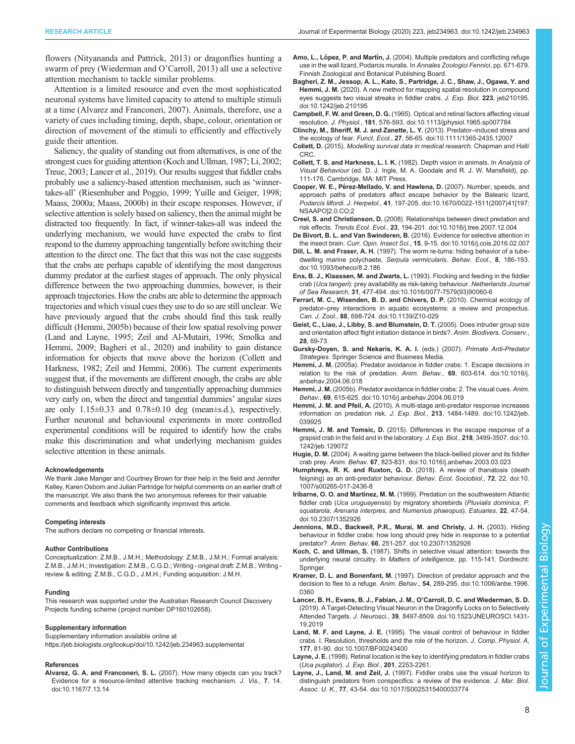flowers (Nityananda and Pattrick, 2013) or dragonflies hunting a swarm of prey (Wiederman and O'Carroll, 2013) all use a selective attention mechanism to tackle similar problems.

Attention is a limited resource and even the most sophisticated neuronal systems have limited capacity to attend to multiple stimuli at a time (Alvarez and Franconeri, 2007). Animals, therefore, use a variety of cues including timing, depth, shape, colour, orientation or direction of movement of the stimuli to efficiently and effectively guide their attention.

Saliency, the quality of standing out from alternatives, is one of the strongest cues for guiding attention (Koch and Ullman, 1987; Li, 2002; Treue, 2003; Lancer et al., 2019). Our results suggest that fiddler crabs probably use a saliency-based attention mechanism, such as 'winner-takes-all' (Riesenhuber and Poggio, 1999; Yuille and Geiger, 1998; Maass, 2000a; Maass, 2000b) in their escape responses. However, if selective attention is solely based on saliency, then the animal might be distracted too frequently. In fact, if winner-takes-all was indeed the underlying mechanism, we would have expected the crabs to first respond to the dummy approaching tangentially before switching their attention to the direct one. The fact that this was not the case suggests that the crabs are perhaps capable of identifying the most dangerous dummy predator at the earliest stages of approach. The only physical difference between the two approaching dummies, however, is their approach trajectories. How the crabs are able to determine the approach trajectories and which visual cues they use to do so are still unclear. We have previously argued that the crabs should find this task really difficult (Hemmi, 2005b) because of their low spatial resolving power (Land and Layne, 1995; Zeil and Al-Mutairi, 1996; Smolka and Hemmi, 2009; Bagheri et al., 2020) and inability to gain distance information for objects that move above the horizon (Collett and Harkness, 1982; Zeil and Hemmi, 2006). The current experiments suggest that, if the movements are different enough, the crabs are able to distinguish between directly and tangentially approaching dummies very early on, when the direct and tangential dummies' angular sizes are only 1.15±0.33 and 0.78±0.10 deg (mean±s.d.), respectively. Further neuronal and behavioural experiments in more controlled experimental conditions will be required to identify how the crabs make this discrimination and what underlying mechanism guides selective attention in these animals.

#### Acknowledgements
We thank Jake Manger and Courtney Brown for their help in the field and Jennifer Kelley, Karen Osborn and Julian Partridge for helpful comments on an earlier draft of the manuscript. We also thank the two anonymous referees for their valuable comments and feedback which significantly improved this article.

#### Competing interests
The authors declare no competing or financial interests.

#### Author Contributions
Conceptualization: Z.M.B., J.M.H.; Methodology: Z.M.B., J.M.H.; Formal analysis: Z.M.B., J.M.H.; Investigation: Z.M.B., C.G.D.; Writing - original draft: Z.M.B.; Writing - review & editing: Z.M.B., C.G.D., J.M.H.; Funding acquisition: J.M.H.

#### Funding
This research was supported under the Australian Research Council Discovery Projects funding scheme (project number DP160102658).

#### Supplementary information
Supplementary information available online at
https://jeb.biologists.org/lookup/doi/10.1242/jeb.234963.supplemental

#### References
**Alvarez, G. A. and Franconeri, S. L.** (2007). How many objects can you track? Evidence for a resource-limited attentive tracking mechanism. *J. Vis.*, **7**, 14. doi:10.1167/7.13.14

**Amo, L., López, P. and Martín, J.** (2004). Multiple predators and conflicting refuge use in the wall lizard, Podarcis muralis. In *Annales Zoologici Fennici*, pp. 671-679. Finnish Zoological and Botanical Publishing Board.

**Bagheri, Z. M., Jessop, A. L., Kato, S., Partridge, J. C., Shaw, J., Ogawa, Y. and Hemmi, J. M.** (2020). A new method for mapping spatial resolution in compound eyes suggests two visual streaks in fiddler crabs. *J. Exp. Biol.* **223**, jeb210195. doi:10.1242/jeb.210195

**Campbell, F. W. and Green, D. G.** (1965). Optical and retinal factors affecting visual resolution. *J. Physiol.*, **181**, 576-593. doi:10.1113/jphysiol.1965.sp007784

**Clinchy, M., Sheriff, M. J. and Zanette, L. Y.** (2013). Predator–induced stress and the ecology of fear. *Funct. Ecol.*, **27**, 56-65. doi:10.1111/1365-2435.12007

**Collett, D.** (2015). *Modelling survival data in medical research*. Chapman and Hall/CRC.

**Collett, T. S. and Harkness, L. I. K.** (1982). Depth vision in animals. In *Analysis of Visual Behaviour* (ed. D. J. Ingle, M. A. Goodale and R. J. W. Mansfield), pp. 111-176. Cambridge, MA: MIT Press.

**Cooper, W. E., Pérez-Mellado, V. and Hawlena, D.** (2007). Number, speeds, and approach paths of predators affect escape behavior by the Balearic lizard, *Podarcis lilfordi*. *J. Herpetol.*, **41**, 197-205. doi:10.1670/0022-1511(2007)41[197:NSAAPO]2.0.CO;2

**Creel, S. and Christianson, D.** (2008). Relationships between direct predation and risk effects. *Trends Ecol. Evol.*, **23**, 194-201. doi:10.1016/j.tree.2007.12.004

**De Bivort, B. L. and Van Swinderen, B.** (2016). Evidence for selective attention in the insect brain. *Curr. Opin. Insect Sci.*, **15**, 9-15. doi:10.1016/j.cois.2016.02.007

**Dill, L. M. and Fraser, A. H.** (1997). The worm re-turns: hiding behavior of a tube-dwelling marine polychaete, *Serpula vermicularis*. *Behav. Ecol.*, **8**, 186-193. doi:10.1093/beheco/8.2.186

**Ens, B. J., Klaassen, M. and Zwarts, L.** (1993). Flocking and feeding in the fiddler crab (*Uca tangeri*): prey availability as risk-taking behaviour. *Netherlands Journal of Sea Research*, **31**, 477-494. doi:10.1016/0077-7579(93)90060-6

**Ferrari, M. C., Wisenden, B. D. and Chivers, D. P.** (2010). Chemical ecology of predator–prey interactions in aquatic ecosystems: a review and prospectus. *Can. J. Zool.*, **88**, 698-724. doi:10.1139/Z10-029

**Geist, C., Liao, J., Libby, S. and Blumstein, D. T.** (2005). Does intruder group size and orientation affect flight initiation distance in birds?. *Anim. Biodivers. Conserv.*, **28**, 69-73.

**Gursky-Doyen, S. and Nekaris, K. A. I.** (eds.) (2007). *Primate Anti-Predator Strategies*. Springer Science and Business Media.

**Hemmi, J. M.** (2005a). Predator avoidance in fiddler crabs: 1. Escape decisions in relation to the risk of predation. *Anim. Behav.*, **69**, 603-614. doi:10.1016/j.anbehav.2004.06.018

**Hemmi, J. M.** (2005b). Predator avoidance in fiddler crabs: 2. The visual cues. *Anim. Behav.*, **69**, 615-625. doi:10.1016/j.anbehav.2004.06.019

**Hemmi, J. M. and Pfeil, A.** (2010). A multi-stage anti-predator response increases information on predation risk. *J. Exp. Biol.*, **213**, 1484-1489. doi:10.1242/jeb.039925

**Hemmi, J. M. and Tomsic, D.** (2015). Differences in the escape response of a grapsid crab in the field and in the laboratory. *J. Exp. Biol.*, **218**, 3499-3507. doi:10.1242/jeb.129072

**Hugie, D. M.** (2004). A waiting game between the black-bellied plover and its fiddler crab prey. *Anim. Behav.* **67**, 823-831. doi:10.1016/j.anbehav.2003.03.023

**Humphreys, R. K. and Ruxton, G. D.** (2018). A review of thanatosis (death feigning) as an anti-predator behaviour. *Behav. Ecol. Sociobiol.*, **72**, 22. doi:10.1007/s00265-017-2436-8

**Iribarne, O. O. and Martinez, M. M.** (1999). Predation on the southwestern Atlantic fiddler crab (*Uca uruguayensis*) by migratory shorebirds (*Pluvialis dominica*, *P. squatarola*, *Arenaria interpres*, and *Numenius phaeopus*). *Estuaries*, **22**, 47-54. doi:10.2307/1352926

**Jennions, M.D., Backwell, P.R., Murai, M. and Christy, J. H.** (2003). Hiding behaviour in fiddler crabs: how long should prey hide in response to a potential predator?. *Anim. Behav.* **66**, 251-257. doi:10.2307/1352926

**Koch, C. and Ullman, S.** (1987). Shifts in selective visual attention: towards the underlying neural circuitry. In *Matters of intelligence*, pp. 115-141. Dordrecht: Springer.

**Kramer, D. L. and Bonenfant, M.** (1997). Direction of predator approach and the decision to flee to a refuge. *Anim. Behav.*, **54**, 289-295. doi:10.1006/anbe.1996.0360

**Lancer, B. H., Evans, B. J., Fabian, J. M., O'Carroll, D. C. and Wiederman, S. D.** (2019). A Target-Detecting Visual Neuron in the Dragonfly Locks on to Selectively Attended Targets. *J. Neurosci.*, **39**, 8497-8509. doi:10.1523/JNEUROSCI.1431-19.2019

**Land, M. F. and Layne, J. E.** (1995). The visual control of behaviour in fiddler crabs. I. Resolution, thresholds and the role of the horizon. *J. Comp. Physiol. A*, **177**, 81-90. doi:10.1007/BF00243400

**Layne, J. E.** (1998). Retinal location is the key to identifying predators in fiddler crabs (*Uca pugilator*). *J. Exp. Biol.*, **201**, 2253-2261.

**Layne, J., Land, M. and Zeil, J.** (1997). Fiddler crabs use the visual horizon to distinguish predators from conspecifics: a review of the evidence. *J. Mar. Biol. Assoc. U. K.*, **77**, 43-54. doi:10.1017/S0025315400033774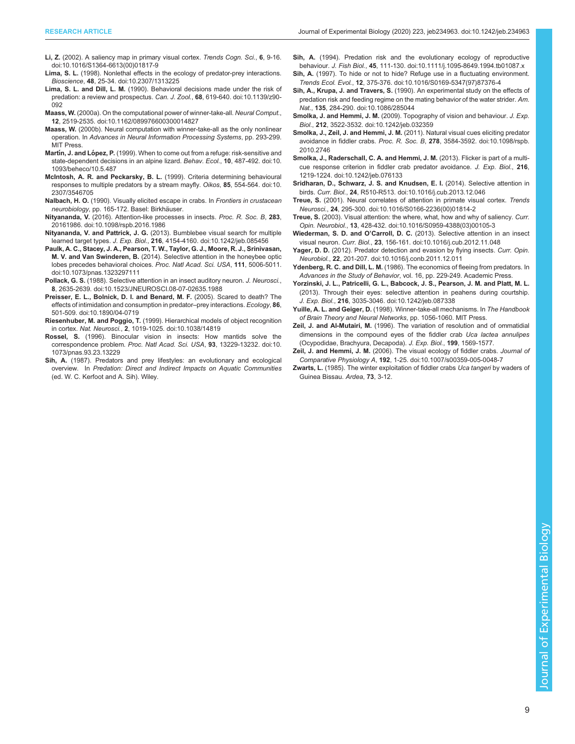**Li, Z.** (2002). A saliency map in primary visual cortex. *Trends Cogn. Sci.*, **6**, 9-16. doi:10.1016/S1364-6613(00)01817-9

**Lima, S. L.** (1998). Nonlethal effects in the ecology of predator-prey interactions. *Bioscience*, **48**, 25-34. doi:10.2307/1313225

**Lima, S. L. and Dill, L. M.** (1990). Behavioral decisions made under the risk of predation: a review and prospectus. *Can. J. Zool.*, **68**, 619-640. doi:10.1139/z90-092

**Maass, W.** (2000a). On the computational power of winner-take-all. *Neural Comput.*, **12**, 2519-2535. doi:10.1162/089976600300014827

**Maass, W.** (2000b). Neural computation with winner-take-all as the only nonlinear operation. In *Advances in Neural Information Processing Systems*, pp. 293-299. MIT Press.

**Martín, J. and López, P.** (1999). When to come out from a refuge: risk-sensitive and state-dependent decisions in an alpine lizard. *Behav. Ecol.*, **10**, 487-492. doi:10.1093/beheco/10.5.487

**McIntosh, A. R. and Peckarsky, B. L.** (1999). Criteria determining behavioural responses to multiple predators by a stream mayfly. *Oikos*, **85**, 554-564. doi:10.2307/3546705

**Nalbach, H. O.** (1990). Visually elicited escape in crabs. In *Frontiers in crustacean neurobiology*, pp. 165-172. Basel: Birkhäuser.

**Nityananda, V.** (2016). Attention-like processes in insects. *Proc. R. Soc. B*, **283**, 20161986. doi:10.1098/rspb.2016.1986

**Nityananda, V. and Pattrick, J. G.** (2013). Bumblebee visual search for multiple learned target types. *J. Exp. Biol.*, **216**, 4154-4160. doi:10.1242/jeb.085456

**Paulk, A. C., Stacey, J. A., Pearson, T. W., Taylor, G. J., Moore, R. J., Srinivasan, M. V. and Van Swinderen, B.** (2014). Selective attention in the honeybee optic lobes precedes behavioral choices. *Proc. Natl Acad. Sci. USA*, **111**, 5006-5011. doi:10.1073/pnas.1323297111

**Pollack, G. S.** (1988). Selective attention in an insect auditory neuron. *J. Neurosci.*, **8**, 2635-2639. doi:10.1523/JNEUROSCI.08-07-02635.1988

**Preisser, E. L., Bolnick, D. I. and Benard, M. F.** (2005). Scared to death? The effects of intimidation and consumption in predator–prey interactions. *Ecology*, **86**, 501-509. doi:10.1890/04-0719

**Riesenhuber, M. and Poggio, T.** (1999). Hierarchical models of object recognition in cortex. *Nat. Neurosci.*, **2**, 1019-1025. doi:10.1038/14819

**Rossel, S.** (1996). Binocular vision in insects: How mantids solve the correspondence problem. *Proc. Natl Acad. Sci. USA*, **93**, 13229-13232. doi:10.1073/pnas.93.23.13229

**Sih, A.** (1987). Predators and prey lifestyles: an evolutionary and ecological overview. In *Predation: Direct and Indirect Impacts on Aquatic Communities* (ed. W. C. Kerfoot and A. Sih). Wiley.

**Sih, A.** (1994). Predation risk and the evolutionary ecology of reproductive behaviour. *J. Fish Biol.*, **45**, 111-130. doi:10.1111/j.1095-8649.1994.tb01087.x

**Sih, A.** (1997). To hide or not to hide? Refuge use in a fluctuating environment. *Trends Ecol. Evol.*, **12**, 375-376. doi:10.1016/S0169-5347(97)87376-4

**Sih, A., Krupa, J. and Travers, S.** (1990). An experimental study on the effects of predation risk and feeding regime on the mating behavior of the water strider. *Am. Nat.*, **135**, 284-290. doi:10.1086/285044

**Smolka, J. and Hemmi, J. M.** (2009). Topography of vision and behaviour. *J. Exp. Biol.*, **212**, 3522-3532. doi:10.1242/jeb.032359

**Smolka, J., Zeil, J. and Hemmi, J. M.** (2011). Natural visual cues eliciting predator avoidance in fiddler crabs. *Proc. R. Soc. B*, **278**, 3584-3592. doi:10.1098/rspb.2010.2746

**Smolka, J., Raderschall, C. A. and Hemmi, J. M.** (2013). Flicker is part of a multi-cue response criterion in fiddler crab predator avoidance. *J. Exp. Biol.*, **216**, 1219-1224. doi:10.1242/jeb.076133

**Sridharan, D., Schwarz, J. S. and Knudsen, E. I.** (2014). Selective attention in birds. *Curr. Biol.*, **24**, R510-R513. doi:10.1016/j.cub.2013.12.046

**Treue, S.** (2001). Neural correlates of attention in primate visual cortex. *Trends Neurosci.*, **24**, 295-300. doi:10.1016/S0166-2236(00)01814-2

**Treue, S.** (2003). Visual attention: the where, what, how and why of saliency. *Curr. Opin. Neurobiol.*, **13**, 428-432. doi:10.1016/S0959-4388(03)00105-3

**Wiederman, S. D. and O'Carroll, D. C.** (2013). Selective attention in an insect visual neuron. *Curr. Biol.*, **23**, 156-161. doi:10.1016/j.cub.2012.11.048

**Yager, D. D.** (2012). Predator detection and evasion by flying insects. *Curr. Opin. Neurobiol.*, **22**, 201-207. doi:10.1016/j.conb.2011.12.011

**Ydenberg, R. C. and Dill, L. M.** (1986). The economics of fleeing from predators. In *Advances in the Study of Behavior*, vol. 16, pp. 229-249. Academic Press.

**Yorzinski, J. L., Patricelli, G. L., Babcock, J. S., Pearson, J. M. and Platt, M. L.** (2013). Through their eyes: selective attention in peahens during courtship. *J. Exp. Biol.*, **216**, 3035-3046. doi:10.1242/jeb.087338

**Yuille, A. L. and Geiger, D.** (1998). Winner-take-all mechanisms. In *The Handbook of Brain Theory and Neural Networks*, pp. 1056-1060. MIT Press.

**Zeil, J. and Al-Mutairi, M.** (1996). The variation of resolution and of ommatidial dimensions in the compound eyes of the fiddler crab *Uca lactea annulipes* (Ocypodidae, Brachyura, Decapoda). *J. Exp. Biol.*, **199**, 1569-1577.

**Zeil, J. and Hemmi, J. M.** (2006). The visual ecology of fiddler crabs. *Journal of Comparative Physiology A*, **192**, 1-25. doi:10.1007/s00359-005-0048-7

**Zwarts, L.** (1985). The winter exploitation of fiddler crabs *Uca tangeri* by waders of Guinea Bissau. *Ardea*, **73**, 3-12.